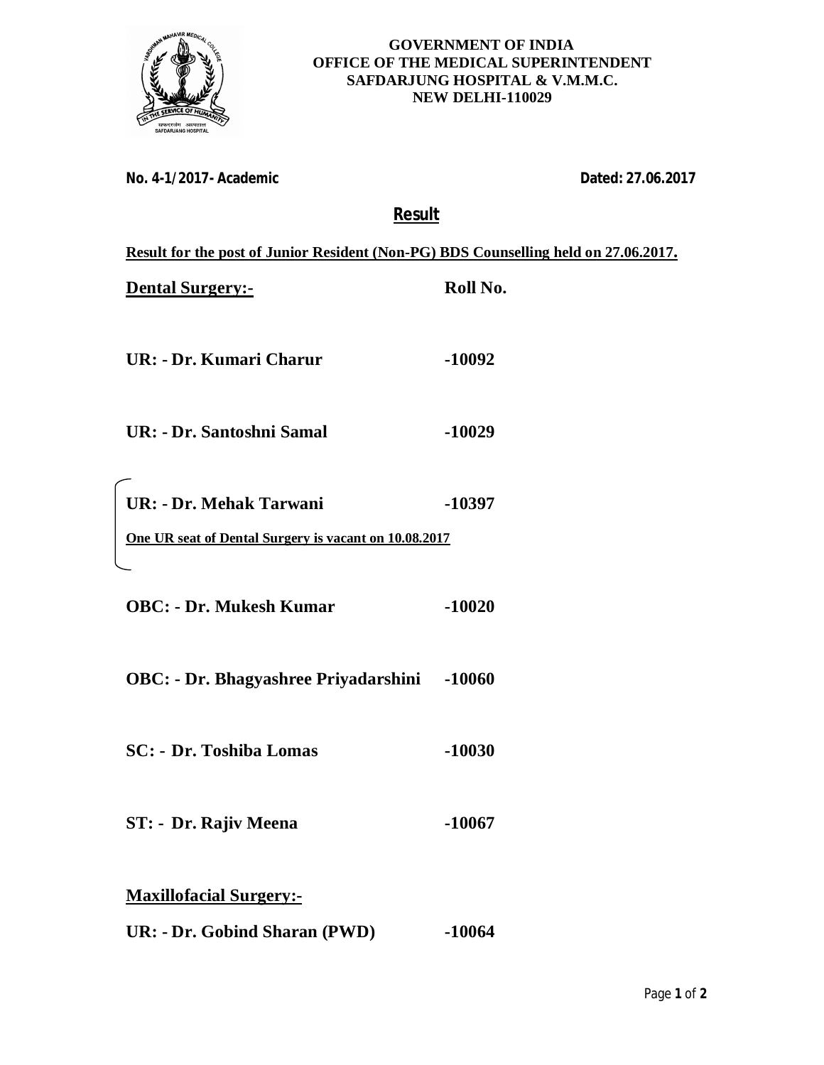**GOVERNMENT OF INDIA**
**OFFICE OF THE MEDICAL SUPERINTENDENT**
**SAFDARJUNG HOSPITAL & V.M.M.C.**
**NEW DELHI-110029**

**No. 4-1/2017- Academic** **Dated: 27.06.2017**

# Result

**Result for the post of Junior Resident (Non-PG) BDS Counselling held on 27.06.2017.**

| **Dental Surgery:-** | **Roll No.** |
|---|---|
| **UR: - Dr. Kumari Charur** | **-10092** |
| **UR: - Dr. Santoshni Samal** | **-10029** |
| **UR: - Dr. Mehak Tarwani** | **-10397** |
| **One UR seat of Dental Surgery is vacant on 10.08.2017** | |
| **OBC: - Dr. Mukesh Kumar** | **-10020** |
| **OBC: - Dr. Bhagyashree Priyadarshini** | **-10060** |
| **SC: - Dr. Toshiba Lomas** | **-10030** |
| **ST: - Dr. Rajiv Meena** | **-10067** |

**Maxillofacial Surgery:-**

| | |
|---|---|
| **UR: - Dr. Gobind Sharan (PWD)** | **-10064** |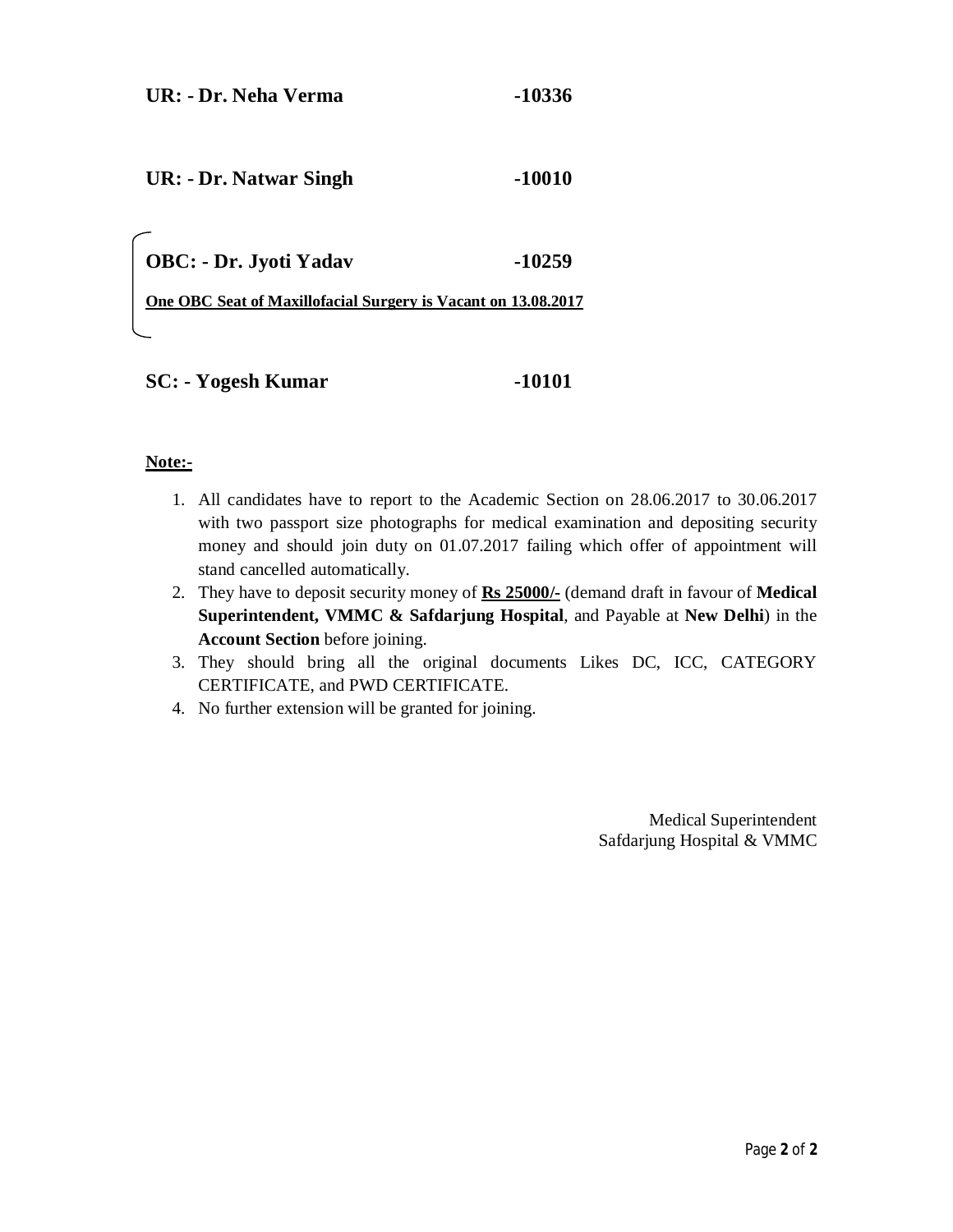**UR: - Dr. Neha Verma -10336**

**UR: - Dr. Natwar Singh -10010**

**OBC: - Dr. Jyoti Yadav -10259**

**<u>One OBC Seat of Maxillofacial Surgery is Vacant on 13.08.2017</u>**

**SC: - Yogesh Kumar -10101**

**<u>Note:-</u>**

1. All candidates have to report to the Academic Section on 28.06.2017 to 30.06.2017 with two passport size photographs for medical examination and depositing security money and should join duty on 01.07.2017 failing which offer of appointment will stand cancelled automatically.
2. They have to deposit security money of **<u>Rs 25000/-</u>** (demand draft in favour of **Medical Superintendent, VMMC & Safdarjung Hospital**, and Payable at **New Delhi**) in the **Account Section** before joining.
3. They should bring all the original documents Likes DC, ICC, CATEGORY CERTIFICATE, and PWD CERTIFICATE.
4. No further extension will be granted for joining.

Medical Superintendent
Safdarjung Hospital & VMMC